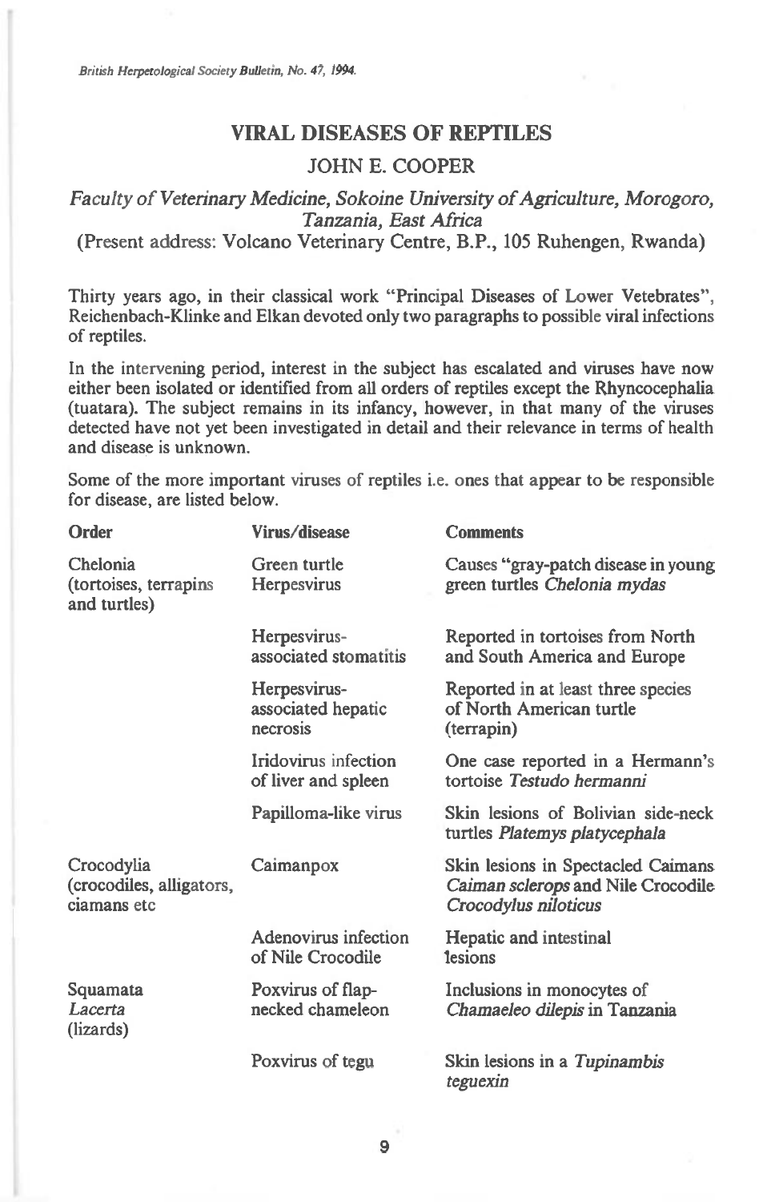# VIRAL DISEASES OF REPTILES

## JOHN E. COOPER

*Faculty of Veterinary Medicine, Sokoine University of Agriculture, Morogoro, Tanzania, East Africa*

(Present address: Volcano Veterinary Centre, B.P., 105 Ruhengen, Rwanda)

Thirty years ago, in their classical work "Principal Diseases of Lower Vetebrates", Reichenbach-Klinke and Elkan devoted only two paragraphs to possible viral infections of reptiles.

In the intervening period, interest in the subject has escalated and viruses have now either been isolated or identified from all orders of reptiles except the Rhyncocephalia (tuatara). The subject remains in its infancy, however, in that many of the viruses detected have not yet been investigated in detail and their relevance in terms of health and disease is unknown.

Some of the more important viruses of reptiles i.e. ones that appear to be responsible for disease, are listed below.

| Order | Virus/disease | Comments |
|---|---|---|
| Chelonia (tortoises, terrapins and turtles) | Green turtle Herpesvirus | Causes "gray-patch disease in young green turtles *Chelonia mydas* |
| | Herpesvirus-associated stomatitis | Reported in tortoises from North and South America and Europe |
| | Herpesvirus-associated hepatic necrosis | Reported in at least three species of North American turtle (terrapin) |
| | Iridovirus infection of liver and spleen | One case reported in a Hermann's tortoise *Testudo hermanni* |
| | Papilloma-like virus | Skin lesions of Bolivian side-neck turtles *Platemys platycephala* |
| Crocodylia (crocodiles, alligators, ciamans etc | Caimanpox | Skin lesions in Spectacled Caimans *Caiman sclerops* and Nile Crocodile *Crocodylus niloticus* |
| | Adenovirus infection of Nile Crocodile | Hepatic and intestinal lesions |
| Squamata *Lacerta* (lizards) | Poxvirus of flap-necked chameleon | Inclusions in monocytes of *Chamaeleo dilepis* in Tanzania |
| | Poxvirus of tegu | Skin lesions in a *Tupinambis teguexin* |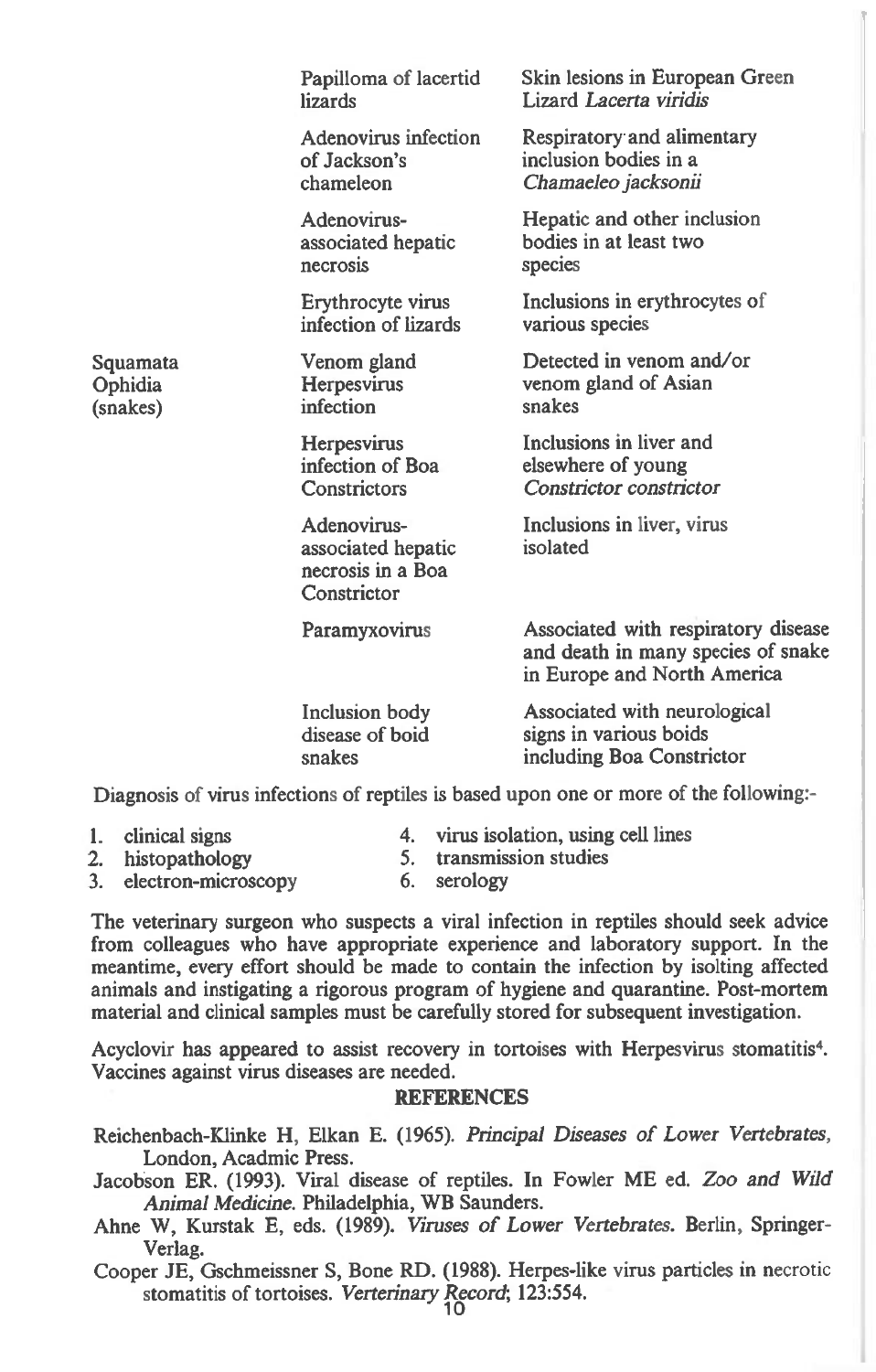| | | |
|---|---|---|
| | Papilloma of lacertid lizards | Skin lesions in European Green Lizard *Lacerta viridis* |
| | Adenovirus infection of Jackson's chameleon | Respiratory and alimentary inclusion bodies in a *Chamaeleo jacksonii* |
| | Adenovirus-associated hepatic necrosis | Hepatic and other inclusion bodies in at least two species |
| | Erythrocyte virus infection of lizards | Inclusions in erythrocytes of various species |
| Squamata Ophidia (snakes) | Venom gland Herpesvirus infection | Detected in venom and/or venom gland of Asian snakes |
| | Herpesvirus infection of Boa Constrictors | Inclusions in liver and elsewhere of young *Constrictor constrictor* |
| | Adenovirus-associated hepatic necrosis in a Boa Constrictor | Inclusions in liver, virus isolated |
| | Paramyxovirus | Associated with respiratory disease and death in many species of snake in Europe and North America |
| | Inclusion body disease of boid snakes | Associated with neurological signs in various boids including Boa Constrictor |

Diagnosis of virus infections of reptiles is based upon one or more of the following:-

1. clinical signs
2. histopathology
3. electron-microscopy
4. virus isolation, using cell lines
5. transmission studies
6. serology

The veterinary surgeon who suspects a viral infection in reptiles should seek advice from colleagues who have appropriate experience and laboratory support. In the meantime, every effort should be made to contain the infection by isolting affected animals and instigating a rigorous program of hygiene and quarantine. Post-mortem material and clinical samples must be carefully stored for subsequent investigation.

Acyclovir has appeared to assist recovery in tortoises with Herpesvirus stomatitis[4]. Vaccines against virus diseases are needed.

## REFERENCES

Reichenbach-Klinke H, Elkan E. (1965). *Principal Diseases of Lower Vertebrates*, London, Acadmic Press.

Jacobson ER. (1993). Viral disease of reptiles. In Fowler ME ed. *Zoo and Wild Animal Medicine*. Philadelphia, WB Saunders.

Ahne W, Kurstak E, eds. (1989). *Viruses of Lower Vertebrates*. Berlin, Springer-Verlag.

Cooper JE, Gschmeissner S, Bone RD. (1988). Herpes-like virus particles in necrotic stomatitis of tortoises. *Verterinary Record*; 123:554.